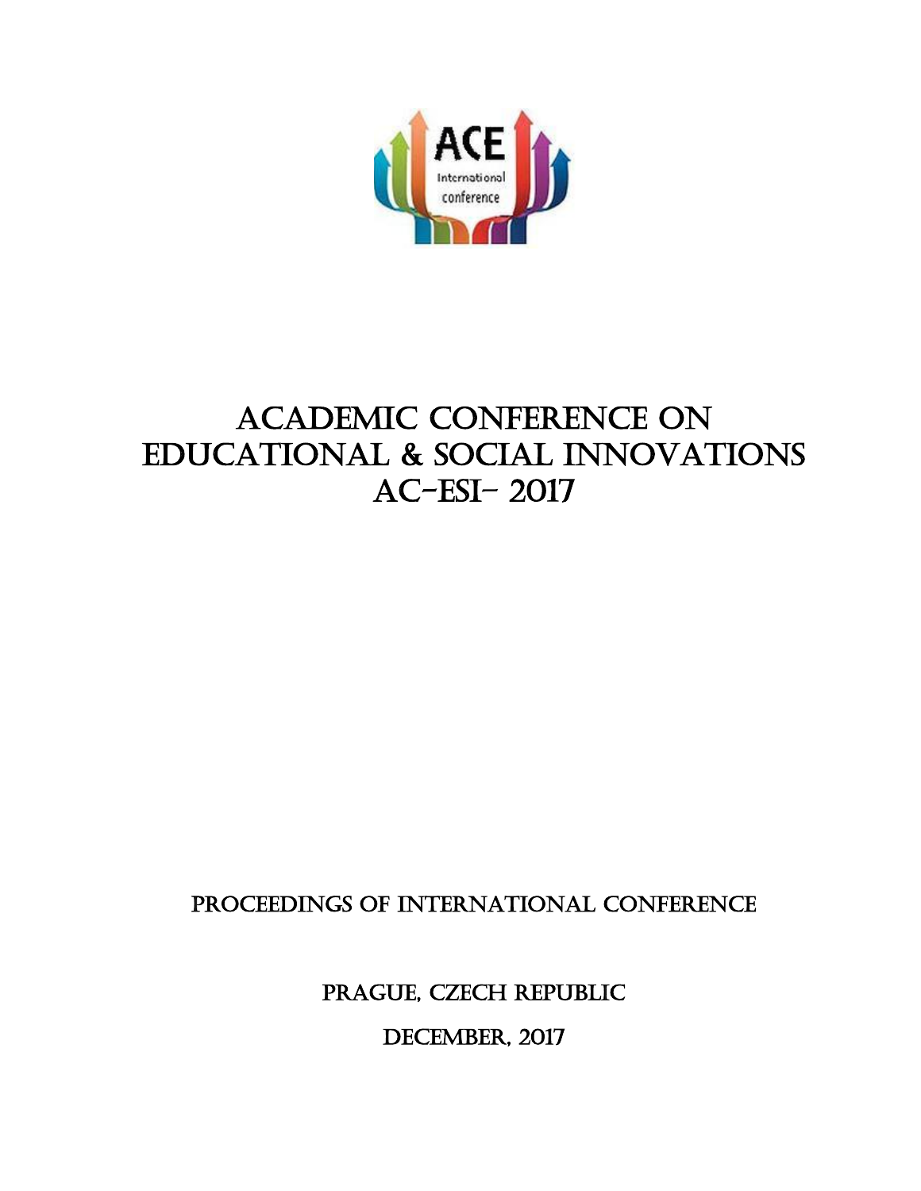# ACADEMIC CONFERENCE ON EDUCATIONAL & SOCIAL INNOVATIONS AC-ESI- 2017

PROCEEDINGS OF INTERNATIONAL CONFERENCE

PRAGUE, CZECH REPUBLIC

DECEMBER, 2017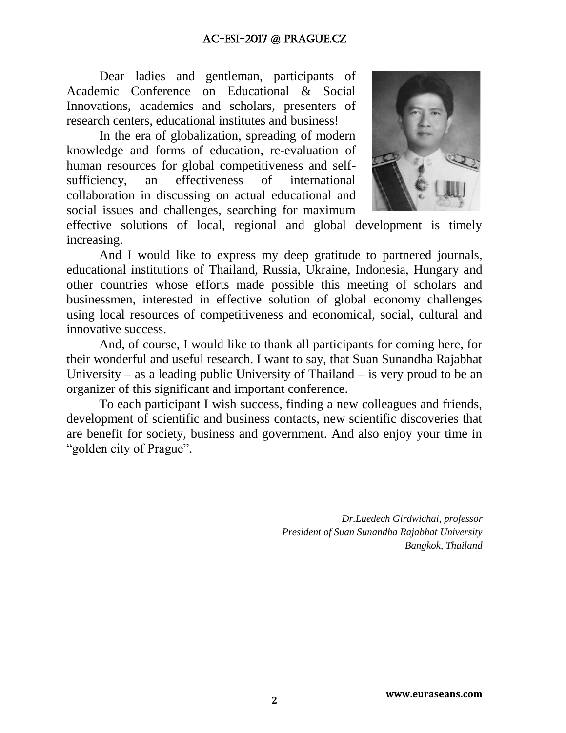Dear ladies and gentleman, participants of Academic Conference on Educational & Social Innovations, academics and scholars, presenters of research centers, educational institutes and business!

In the era of globalization, spreading of modern knowledge and forms of education, re-evaluation of human resources for global competitiveness and self-sufficiency, an effectiveness of international collaboration in discussing on actual educational and social issues and challenges, searching for maximum effective solutions of local, regional and global development is timely increasing.

And I would like to express my deep gratitude to partnered journals, educational institutions of Thailand, Russia, Ukraine, Indonesia, Hungary and other countries whose efforts made possible this meeting of scholars and businessmen, interested in effective solution of global economy challenges using local resources of competitiveness and economical, social, cultural and innovative success.

And, of course, I would like to thank all participants for coming here, for their wonderful and useful research. I want to say, that Suan Sunandha Rajabhat University – as a leading public University of Thailand – is very proud to be an organizer of this significant and important conference.

To each participant I wish success, finding a new colleagues and friends, development of scientific and business contacts, new scientific discoveries that are benefit for society, business and government. And also enjoy your time in "golden city of Prague".

*Dr.Luedech Girdwichai, professor*
*President of Suan Sunandha Rajabhat University*
*Bangkok, Thailand*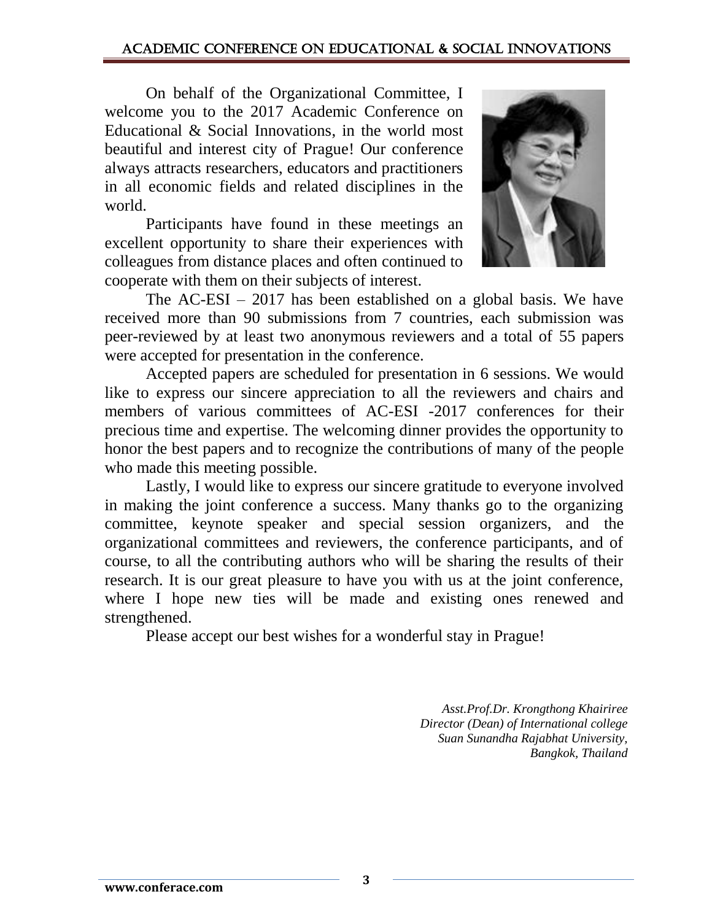On behalf of the Organizational Committee, I welcome you to the 2017 Academic Conference on Educational & Social Innovations, in the world most beautiful and interest city of Prague! Our conference always attracts researchers, educators and practitioners in all economic fields and related disciplines in the world.

Participants have found in these meetings an excellent opportunity to share their experiences with colleagues from distance places and often continued to cooperate with them on their subjects of interest.

The AC-ESI – 2017 has been established on a global basis. We have received more than 90 submissions from 7 countries, each submission was peer-reviewed by at least two anonymous reviewers and a total of 55 papers were accepted for presentation in the conference.

Accepted papers are scheduled for presentation in 6 sessions. We would like to express our sincere appreciation to all the reviewers and chairs and members of various committees of AC-ESI -2017 conferences for their precious time and expertise. The welcoming dinner provides the opportunity to honor the best papers and to recognize the contributions of many of the people who made this meeting possible.

Lastly, I would like to express our sincere gratitude to everyone involved in making the joint conference a success. Many thanks go to the organizing committee, keynote speaker and special session organizers, and the organizational committees and reviewers, the conference participants, and of course, to all the contributing authors who will be sharing the results of their research. It is our great pleasure to have you with us at the joint conference, where I hope new ties will be made and existing ones renewed and strengthened.

Please accept our best wishes for a wonderful stay in Prague!

*Asst.Prof.Dr. Krongthong Khairiree*
*Director (Dean) of International college*
*Suan Sunandha Rajabhat University,*
*Bangkok, Thailand*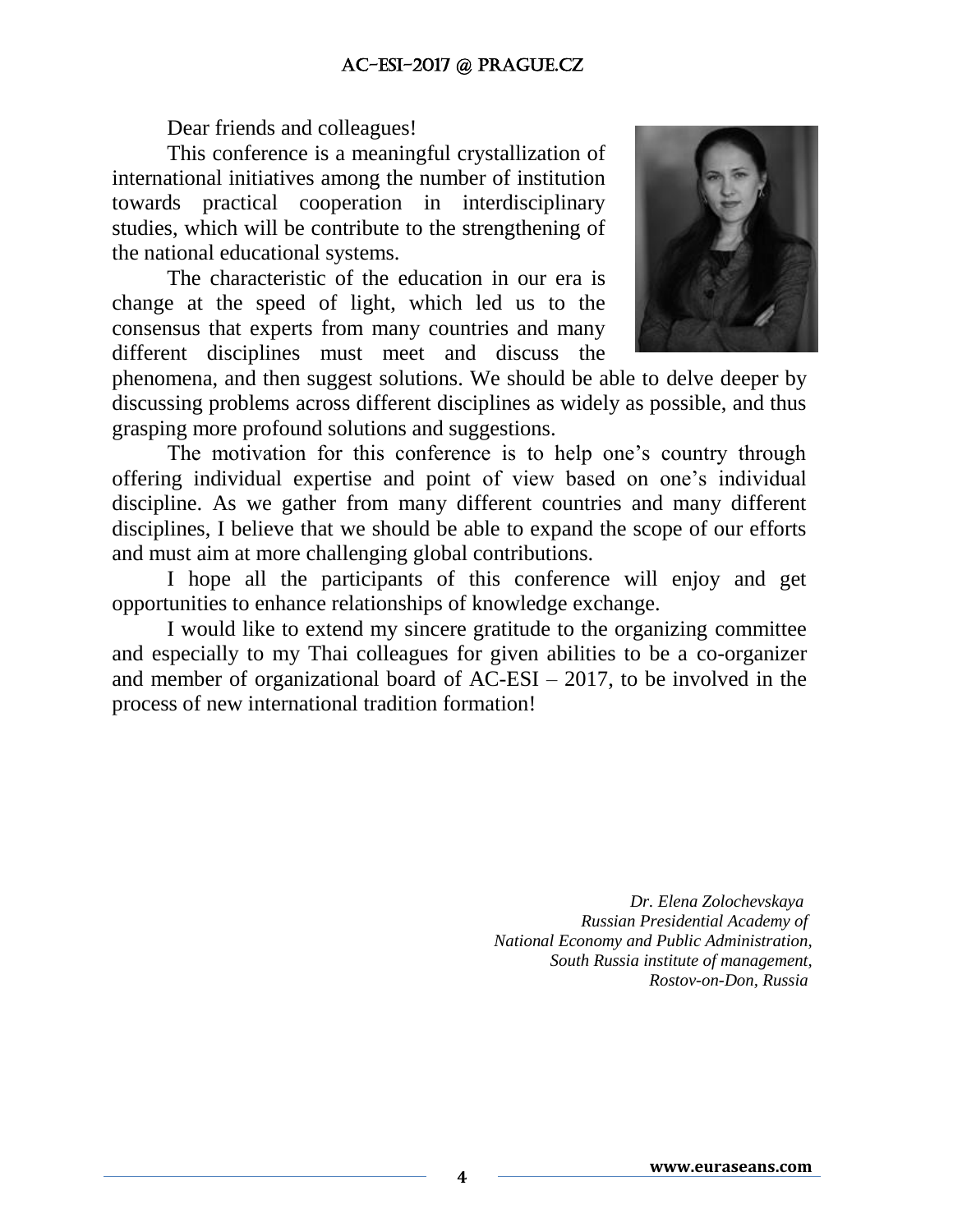Dear friends and colleagues!

This conference is a meaningful crystallization of international initiatives among the number of institution towards practical cooperation in interdisciplinary studies, which will be contribute to the strengthening of the national educational systems.

The characteristic of the education in our era is change at the speed of light, which led us to the consensus that experts from many countries and many different disciplines must meet and discuss the phenomena, and then suggest solutions. We should be able to delve deeper by discussing problems across different disciplines as widely as possible, and thus grasping more profound solutions and suggestions.

The motivation for this conference is to help one's country through offering individual expertise and point of view based on one's individual discipline. As we gather from many different countries and many different disciplines, I believe that we should be able to expand the scope of our efforts and must aim at more challenging global contributions.

I hope all the participants of this conference will enjoy and get opportunities to enhance relationships of knowledge exchange.

I would like to extend my sincere gratitude to the organizing committee and especially to my Thai colleagues for given abilities to be a co-organizer and member of organizational board of AC-ESI – 2017, to be involved in the process of new international tradition formation!

*Dr. Elena Zolochevskaya*
*Russian Presidential Academy of*
*National Economy and Public Administration,*
*South Russia institute of management,*
*Rostov-on-Don, Russia*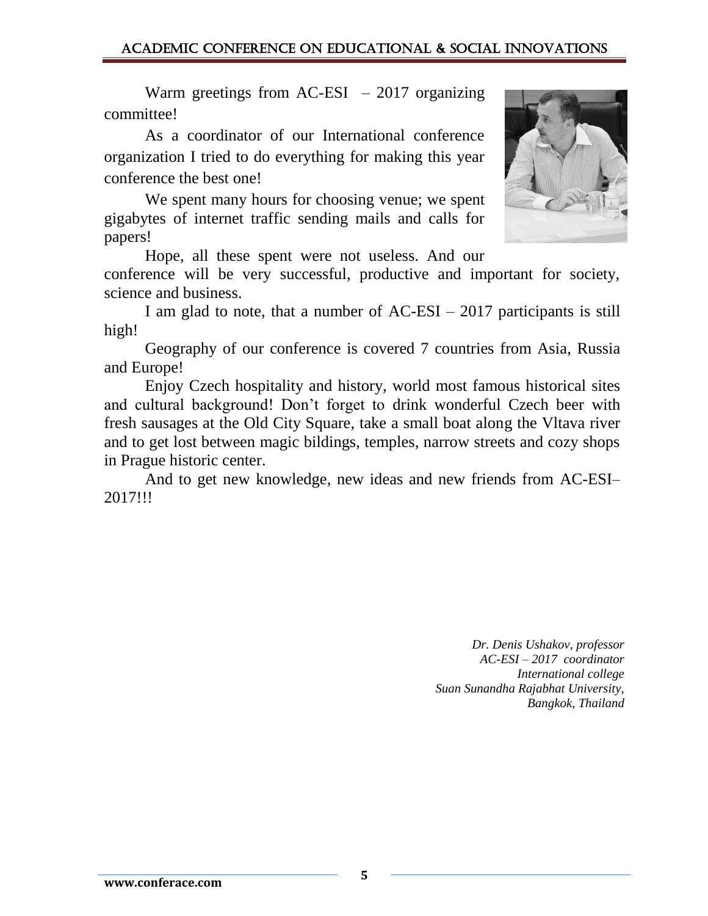Warm greetings from AC-ESI – 2017 organizing committee!

As a coordinator of our International conference organization I tried to do everything for making this year conference the best one!

We spent many hours for choosing venue; we spent gigabytes of internet traffic sending mails and calls for papers!

Hope, all these spent were not useless. And our conference will be very successful, productive and important for society, science and business.

I am glad to note, that a number of AC-ESI – 2017 participants is still high!

Geography of our conference is covered 7 countries from Asia, Russia and Europe!

Enjoy Czech hospitality and history, world most famous historical sites and cultural background! Don't forget to drink wonderful Czech beer with fresh sausages at the Old City Square, take a small boat along the Vltava river and to get lost between magic bildings, temples, narrow streets and cozy shops in Prague historic center.

And to get new knowledge, new ideas and new friends from AC-ESI– 2017!!!

*Dr. Denis Ushakov, professor*
*AC-ESI – 2017 coordinator*
*International college*
*Suan Sunandha Rajabhat University,*
*Bangkok, Thailand*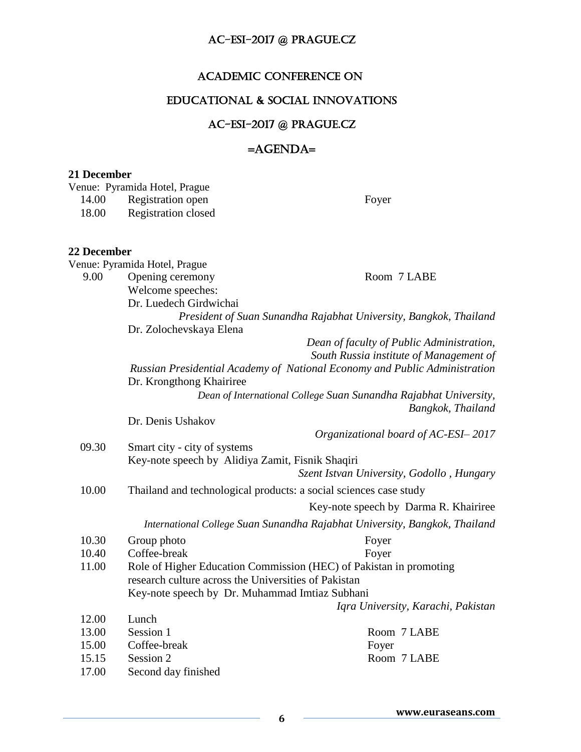# ACADEMIC CONFERENCE ON

# EDUCATIONAL & SOCIAL INNOVATIONS

# AC-ESI-2017 @ PRAGUE.CZ

## =AGENDA=

**21 December**

Venue: Pyramida Hotel, Prague

| | | |
|---|---|---|
| 14.00 | Registration open | Foyer |
| 18.00 | Registration closed | |

**22 December**

Venue: Pyramida Hotel, Prague

| | | |
|---|---|---|
| 9.00 | Opening ceremony | Room 7 LABE |
| | Welcome speeches: | |
| | Dr. Luedech Girdwichai<br>*President of Suan Sunandha Rajabhat University, Bangkok, Thailand* | |
| | Dr. Zolochevskaya Elena<br>*Dean of faculty of Public Administration, South Russia institute of Management of Russian Presidential Academy of National Economy and Public Administration* | |
| | Dr. Krongthong Khairiree<br>*Dean of International College Suan Sunandha Rajabhat University, Bangkok, Thailand* | |
| | Dr. Denis Ushakov<br>*Organizational board of AC-ESI– 2017* | |
| 09.30 | Smart city - city of systems<br>Key-note speech by Alidiya Zamit, Fisnik Shaqiri<br>*Szent Istvan University, Godollo , Hungary* | |
| 10.00 | Thailand and technological products: a social sciences case study<br>Key-note speech by Darma R. Khairiree<br>*International College Suan Sunandha Rajabhat University, Bangkok, Thailand* | |
| 10.30 | Group photo | Foyer |
| 10.40 | Coffee-break | Foyer |
| 11.00 | Role of Higher Education Commission (HEC) of Pakistan in promoting research culture across the Universities of Pakistan<br>Key-note speech by Dr. Muhammad Imtiaz Subhani<br>*Iqra University, Karachi, Pakistan* | |
| 12.00 | Lunch | |
| 13.00 | Session 1 | Room 7 LABE |
| 15.00 | Coffee-break | Foyer |
| 15.15 | Session 2 | Room 7 LABE |
| 17.00 | Second day finished | |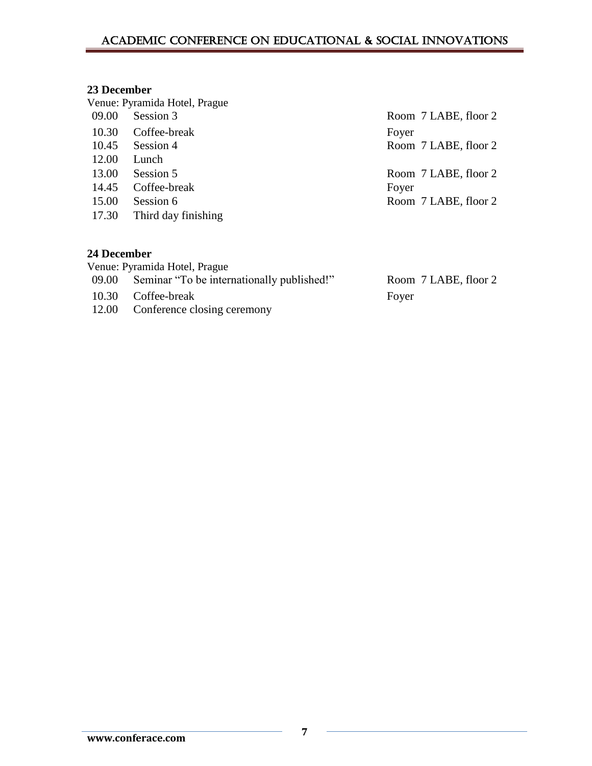**23 December**

Venue: Pyramida Hotel, Prague

| | | |
|---|---|---|
| 09.00 | Session 3 | Room 7 LABE, floor 2 |
| 10.30 | Coffee-break | Foyer |
| 10.45 | Session 4 | Room 7 LABE, floor 2 |
| 12.00 | Lunch | |
| 13.00 | Session 5 | Room 7 LABE, floor 2 |
| 14.45 | Coffee-break | Foyer |
| 15.00 | Session 6 | Room 7 LABE, floor 2 |
| 17.30 | Third day finishing | |

**24 December**

Venue: Pyramida Hotel, Prague

| | | |
|---|---|---|
| 09.00 | Seminar "To be internationally published!" | Room 7 LABE, floor 2 |
| 10.30 | Coffee-break | Foyer |
| 12.00 | Conference closing ceremony | |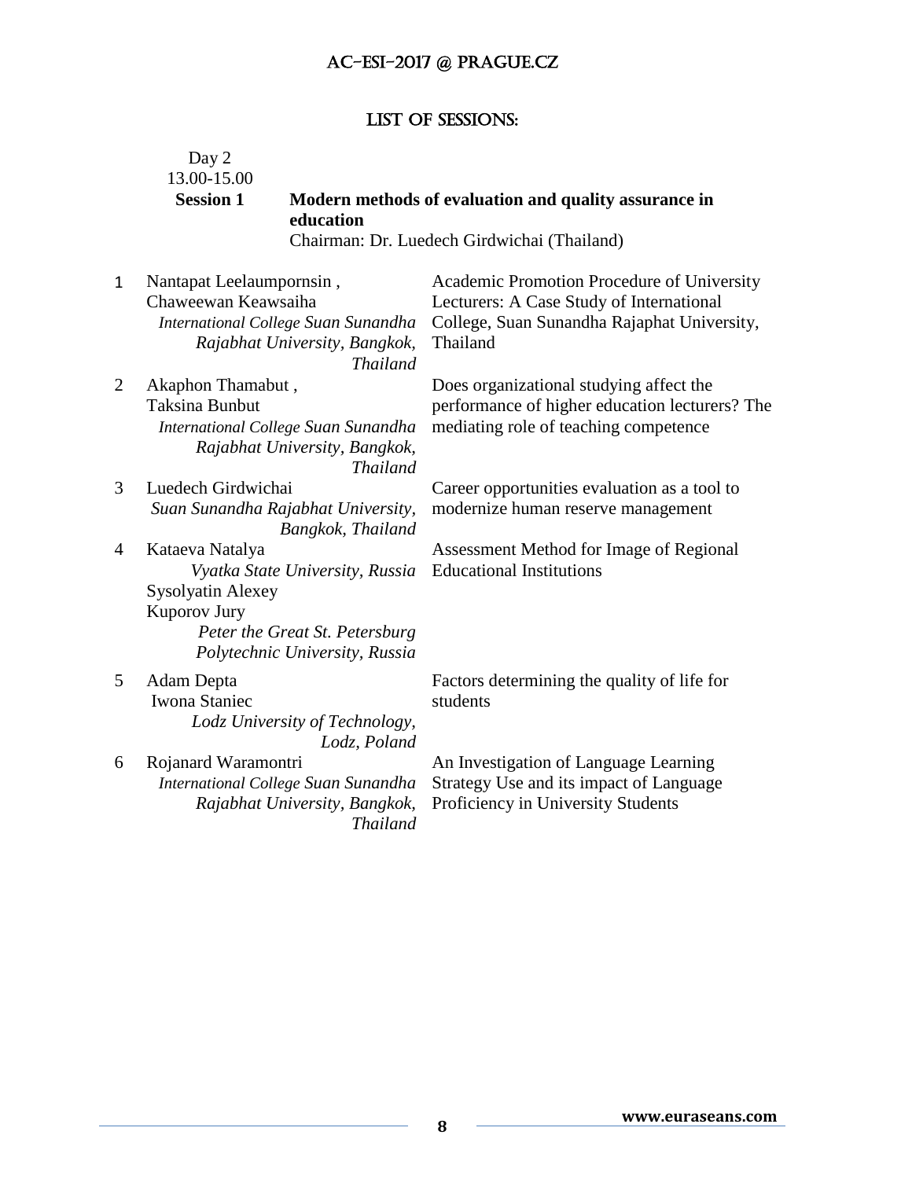# LIST OF SESSIONS:

Day 2
13.00-15.00

**Session 1** **Modern methods of evaluation and quality assurance in education**

Chairman: Dr. Luedech Girdwichai (Thailand)

| | Authors | Title |
|---|---|---|
| 1 | Nantapat Leelaumpornsin , Chaweewan Keawsaiha<br>*International College Suan Sunandha Rajabhat University, Bangkok, Thailand* | Academic Promotion Procedure of University Lecturers: A Case Study of International College, Suan Sunandha Rajaphat University, Thailand |
| 2 | Akaphon Thamabut , Taksina Bunbut<br>*International College Suan Sunandha Rajabhat University, Bangkok, Thailand* | Does organizational studying affect the performance of higher education lecturers? The mediating role of teaching competence |
| 3 | Luedech Girdwichai<br>*Suan Sunandha Rajabhat University, Bangkok, Thailand* | Career opportunities evaluation as a tool to modernize human reserve management |
| 4 | Kataeva Natalya<br>*Vyatka State University, Russia*<br>Sysolyatin Alexey<br>Kuporov Jury<br>*Peter the Great St. Petersburg Polytechnic University, Russia* | Assessment Method for Image of Regional Educational Institutions |
| 5 | Adam Depta<br>Iwona Staniec<br>*Lodz University of Technology, Lodz, Poland* | Factors determining the quality of life for students |
| 6 | Rojanard Waramontri<br>*International College Suan Sunandha Rajabhat University, Bangkok, Thailand* | An Investigation of Language Learning Strategy Use and its impact of Language Proficiency in University Students |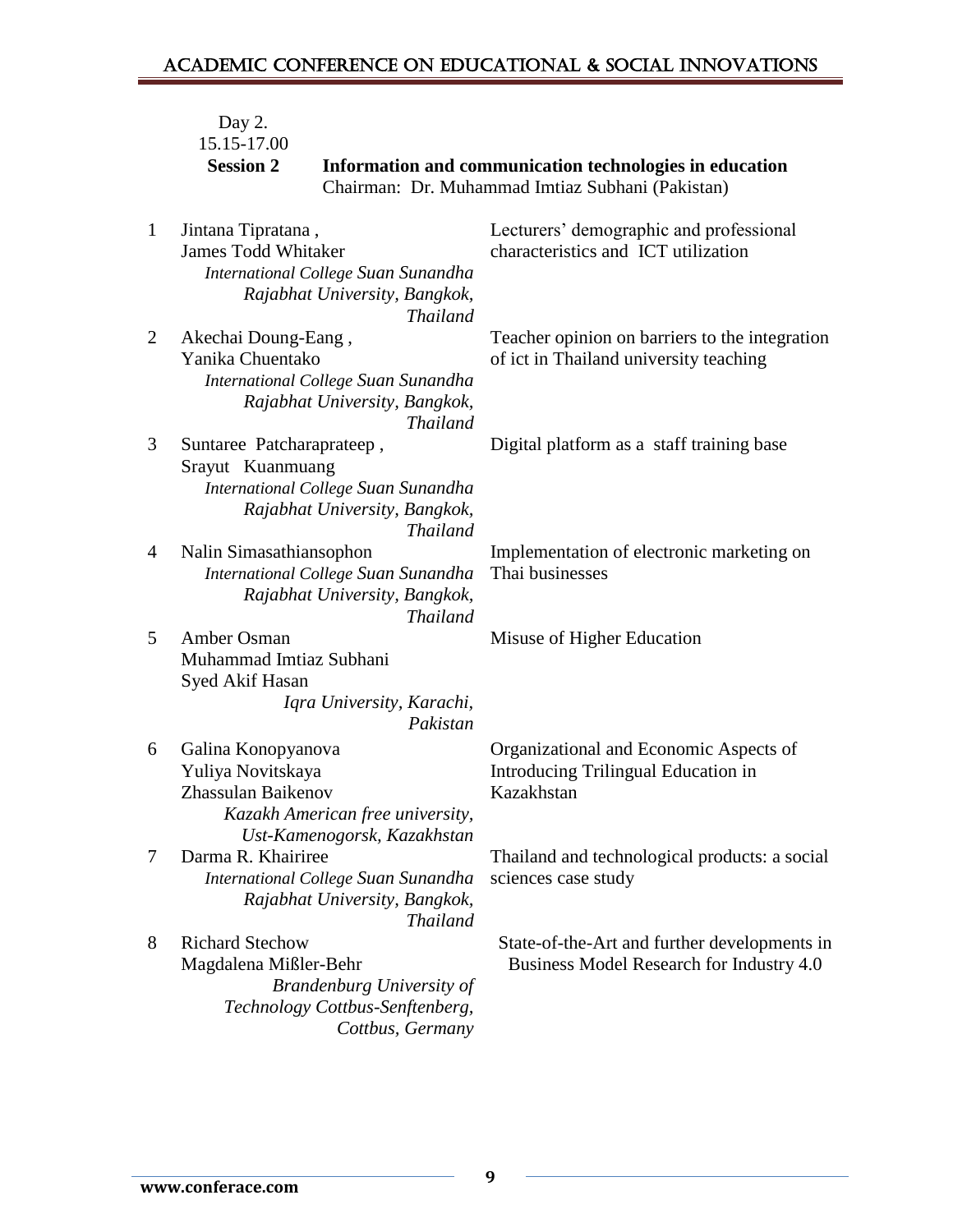Day 2.
15.15-17.00

**Session 2** **Information and communication technologies in education**
Chairman: Dr. Muhammad Imtiaz Subhani (Pakistan)

| No. | Authors | Title |
|---|---|---|
| 1 | Jintana Tipratana, James Todd Whitaker *International College Suan Sunandha Rajabhat University, Bangkok, Thailand* | Lecturers' demographic and professional characteristics and ICT utilization |
| 2 | Akechai Doung-Eang, Yanika Chuentako *International College Suan Sunandha Rajabhat University, Bangkok, Thailand* | Teacher opinion on barriers to the integration of ict in Thailand university teaching |
| 3 | Suntaree Patcharaprateep, Srayut Kuanmuang *International College Suan Sunandha Rajabhat University, Bangkok, Thailand* | Digital platform as a staff training base |
| 4 | Nalin Simasathiansophon *International College Suan Sunandha Rajabhat University, Bangkok, Thailand* | Implementation of electronic marketing on Thai businesses |
| 5 | Amber Osman, Muhammad Imtiaz Subhani, Syed Akif Hasan *Iqra University, Karachi, Pakistan* | Misuse of Higher Education |
| 6 | Galina Konopyanova, Yuliya Novitskaya, Zhassulan Baikenov *Kazakh American free university, Ust-Kamenogorsk, Kazakhstan* | Organizational and Economic Aspects of Introducing Trilingual Education in Kazakhstan |
| 7 | Darma R. Khairiree *International College Suan Sunandha Rajabhat University, Bangkok, Thailand* | Thailand and technological products: a social sciences case study |
| 8 | Richard Stechow, Magdalena Mißler-Behr *Brandenburg University of Technology Cottbus-Senftenberg, Cottbus, Germany* | State-of-the-Art and further developments in Business Model Research for Industry 4.0 |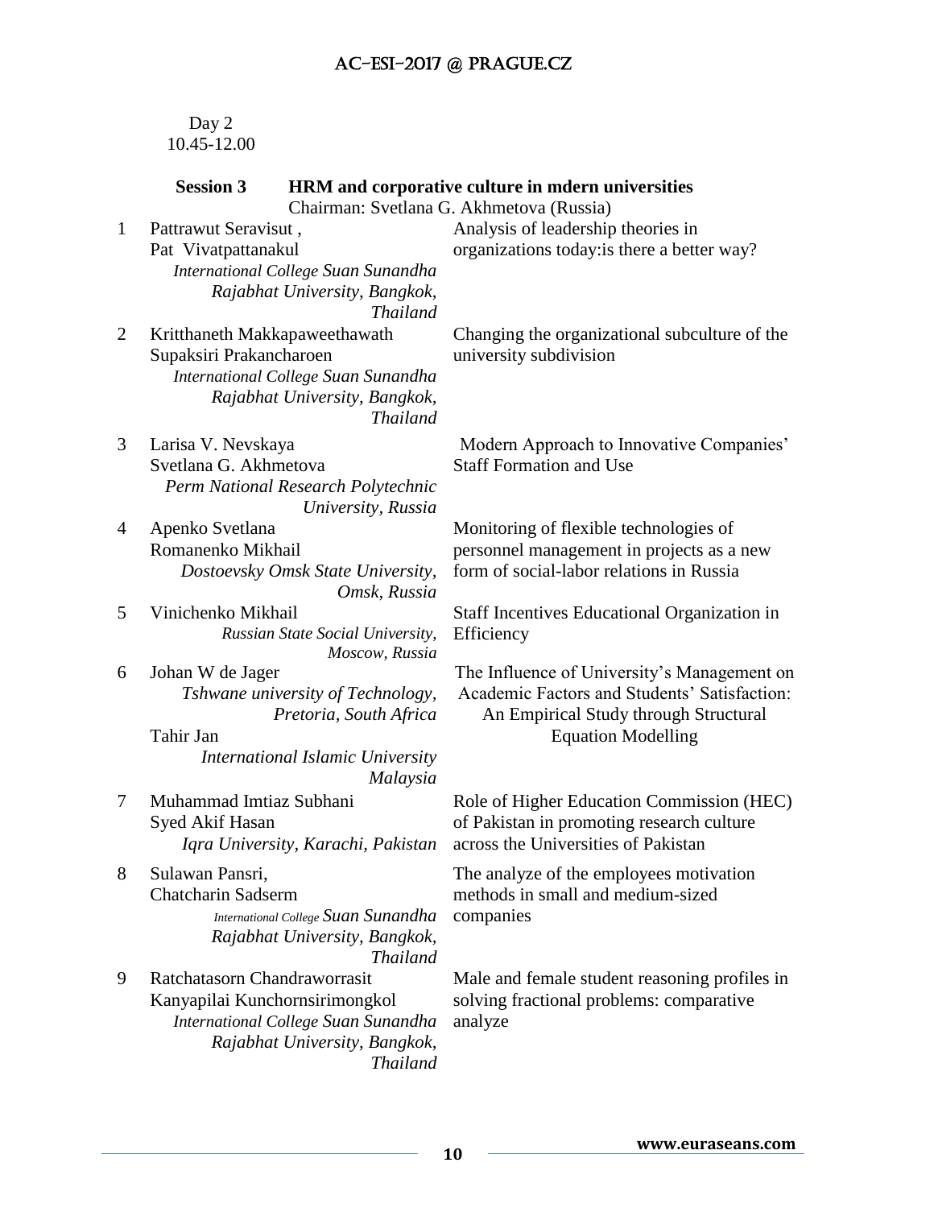Day 2
10.45-12.00

**Session 3 HRM and corporative culture in mdern universities**

Chairman: Svetlana G. Akhmetova (Russia)

| No. | Authors | Title |
|---|---|---|
| 1 | Pattrawut Seravisut, Pat Vivatpattanakul *International College Suan Sunandha Rajabhat University, Bangkok, Thailand* | Analysis of leadership theories in organizations today:is there a better way? |
| 2 | Kritthaneth Makkapaweethawath Supaksiri Prakancharoen *International College Suan Sunandha Rajabhat University, Bangkok, Thailand* | Changing the organizational subculture of the university subdivision |
| 3 | Larisa V. Nevskaya Svetlana G. Akhmetova *Perm National Research Polytechnic University, Russia* | Modern Approach to Innovative Companies' Staff Formation and Use |
| 4 | Apenko Svetlana Romanenko Mikhail *Dostoevsky Omsk State University, Omsk, Russia* | Monitoring of flexible technologies of personnel management in projects as a new form of social-labor relations in Russia |
| 5 | Vinichenko Mikhail *Russian State Social University, Moscow, Russia* | Staff Incentives Educational Organization in Efficiency |
| 6 | Johan W de Jager *Tshwane university of Technology, Pretoria, South Africa* Tahir Jan *International Islamic University Malaysia* | The Influence of University's Management on Academic Factors and Students' Satisfaction: An Empirical Study through Structural Equation Modelling |
| 7 | Muhammad Imtiaz Subhani Syed Akif Hasan *Iqra University, Karachi, Pakistan* | Role of Higher Education Commission (HEC) of Pakistan in promoting research culture across the Universities of Pakistan |
| 8 | Sulawan Pansri, Chatcharin Sadserm *International College Suan Sunandha Rajabhat University, Bangkok, Thailand* | The analyze of the employees motivation methods in small and medium-sized companies |
| 9 | Ratchatasorn Chandraworrasit Kanyapilai Kunchornsirimongkol *International College Suan Sunandha Rajabhat University, Bangkok, Thailand* | Male and female student reasoning profiles in solving fractional problems: comparative analyze |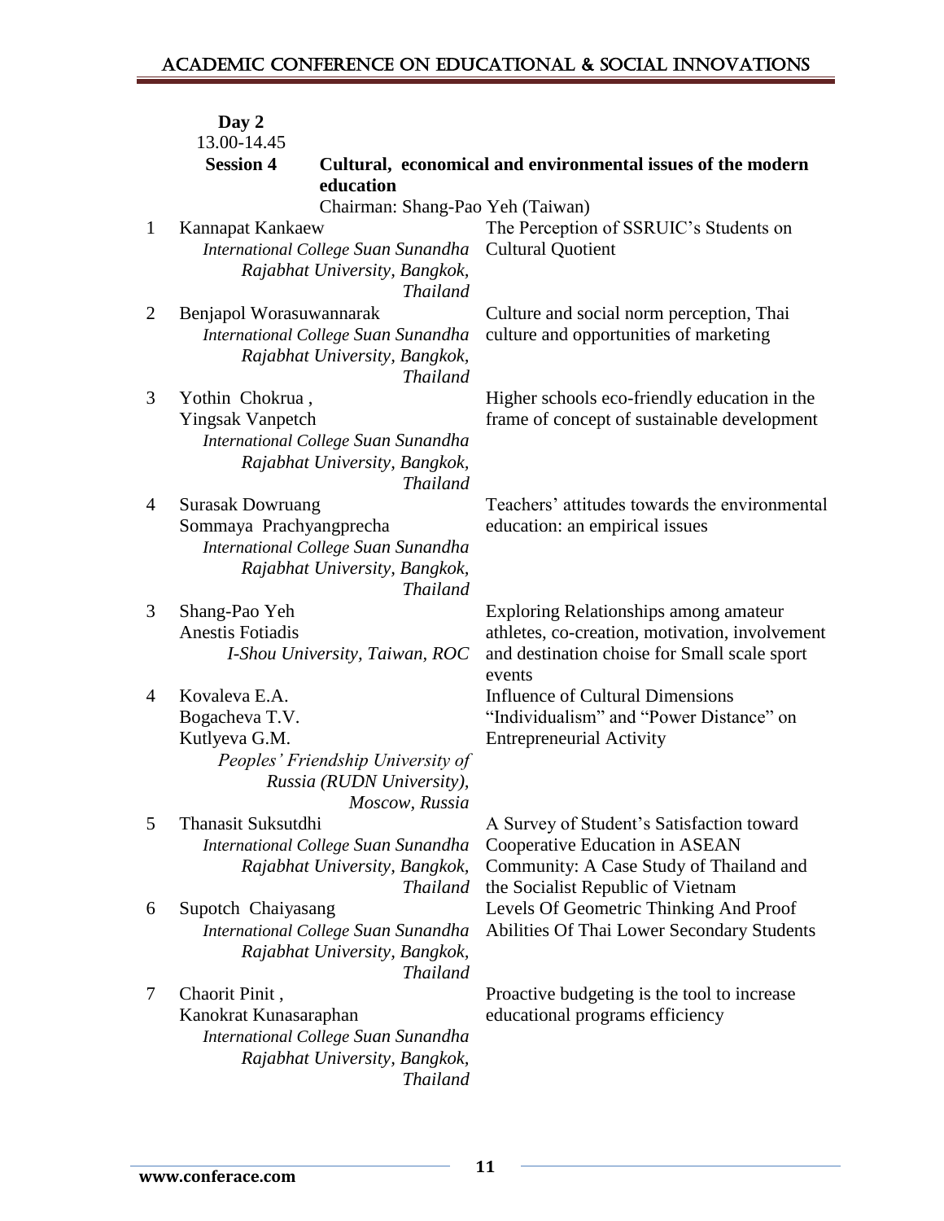**Day 2**

13.00-14.45

**Session 4** **Cultural, economical and environmental issues of the modern education**

Chairman: Shang-Pao Yeh (Taiwan)

| No. | Authors | Title |
|---|---|---|
| 1 | Kannapat Kankaew<br>*International College Suan Sunandha Rajabhat University, Bangkok, Thailand* | The Perception of SSRUIC's Students on Cultural Quotient |
| 2 | Benjapol Worasuwannarak<br>*International College Suan Sunandha Rajabhat University, Bangkok, Thailand* | Culture and social norm perception, Thai culture and opportunities of marketing |
| 3 | Yothin Chokrua ,<br>Yingsak Vanpetch<br>*International College Suan Sunandha Rajabhat University, Bangkok, Thailand* | Higher schools eco-friendly education in the frame of concept of sustainable development |
| 4 | Surasak Dowruang<br>Sommaya Prachyangprecha<br>*International College Suan Sunandha Rajabhat University, Bangkok, Thailand* | Teachers' attitudes towards the environmental education: an empirical issues |
| 3 | Shang-Pao Yeh<br>Anestis Fotiadis<br>*I-Shou University, Taiwan, ROC* | Exploring Relationships among amateur athletes, co-creation, motivation, involvement and destination choise for Small scale sport events |
| 4 | Kovaleva E.A.<br>Bogacheva T.V.<br>Kutlyeva G.M.<br>*Peoples' Friendship University of Russia (RUDN University), Moscow, Russia* | Influence of Cultural Dimensions "Individualism" and "Power Distance" on Entrepreneurial Activity |
| 5 | Thanasit Suksutdhi<br>*International College Suan Sunandha Rajabhat University, Bangkok, Thailand* | A Survey of Student's Satisfaction toward Cooperative Education in ASEAN Community: A Case Study of Thailand and the Socialist Republic of Vietnam |
| 6 | Supotch Chaiyasang<br>*International College Suan Sunandha Rajabhat University, Bangkok, Thailand* | Levels Of Geometric Thinking And Proof Abilities Of Thai Lower Secondary Students |
| 7 | Chaorit Pinit ,<br>Kanokrat Kunasaraphan<br>*International College Suan Sunandha Rajabhat University, Bangkok, Thailand* | Proactive budgeting is the tool to increase educational programs efficiency |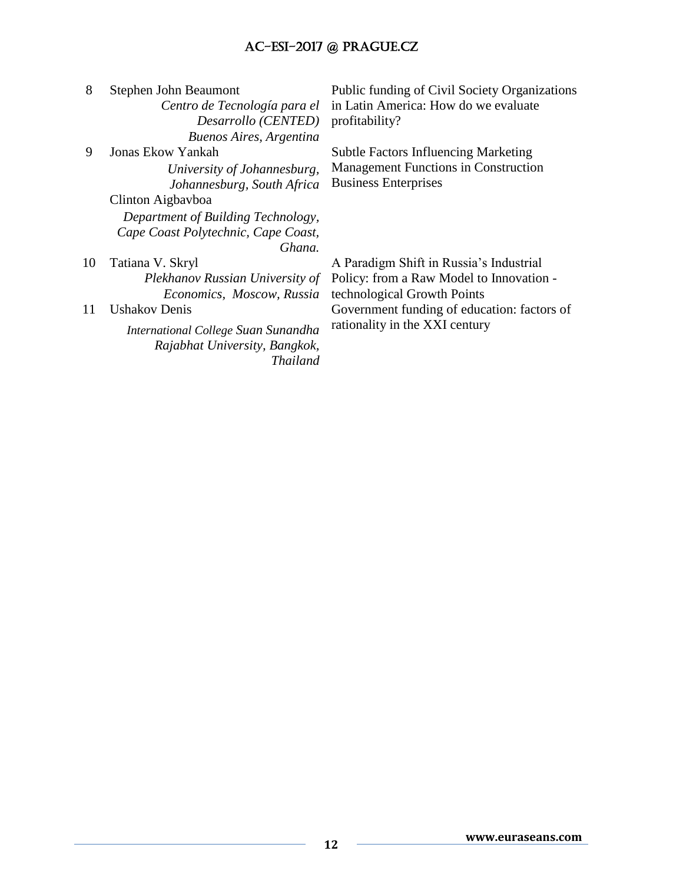| | | |
|---|---|---|
| 8 | Stephen John Beaumont<br>*Centro de Tecnología para el Desarrollo (CENTED) Buenos Aires, Argentina* | Public funding of Civil Society Organizations in Latin America: How do we evaluate profitability? |
| 9 | Jonas Ekow Yankah<br>*University of Johannesburg, Johannesburg, South Africa*<br>Clinton Aigbavboa<br>*Department of Building Technology, Cape Coast Polytechnic, Cape Coast, Ghana.* | Subtle Factors Influencing Marketing Management Functions in Construction Business Enterprises |
| 10 | Tatiana V. Skryl<br>*Plekhanov Russian University of Economics, Moscow, Russia* | A Paradigm Shift in Russia's Industrial Policy: from a Raw Model to Innovation - technological Growth Points |
| 11 | Ushakov Denis<br>*International College Suan Sunandha Rajabhat University, Bangkok, Thailand* | Government funding of education: factors of rationality in the XXI century |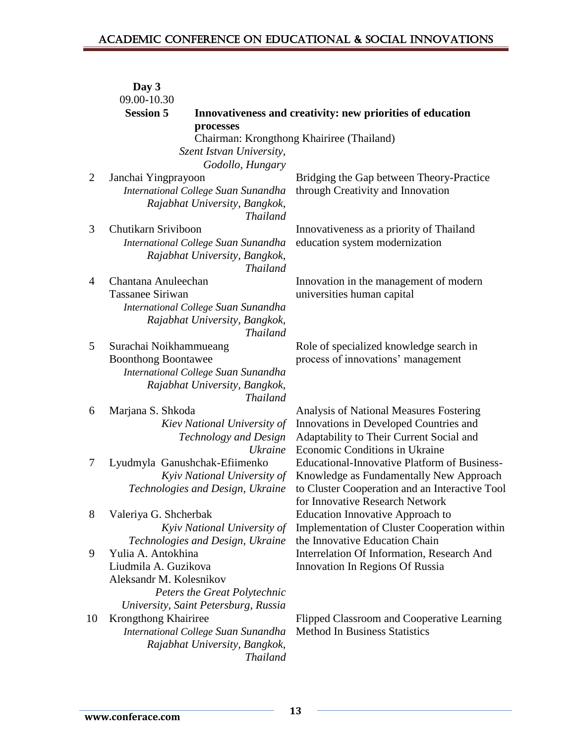**Day 3**

09.00-10.30

**Session 5** **Innovativeness and creativity: new priorities of education processes**

Chairman: Krongthong Khairiree (Thailand)

*Szent Istvan University, Godollo, Hungary*

| | Author(s) | Title |
|---|---|---|
| 2 | Janchai Yingprayoon<br>*International College Suan Sunandha Rajabhat University, Bangkok, Thailand* | Bridging the Gap between Theory-Practice through Creativity and Innovation |
| 3 | Chutikarn Sriviboon<br>*International College Suan Sunandha Rajabhat University, Bangkok, Thailand* | Innovativeness as a priority of Thailand education system modernization |
| 4 | Chantana Anuleechan<br>Tassanee Siriwan<br>*International College Suan Sunandha Rajabhat University, Bangkok, Thailand* | Innovation in the management of modern universities human capital |
| 5 | Surachai Noikhammueang<br>Boonthong Boontawee<br>*International College Suan Sunandha Rajabhat University, Bangkok, Thailand* | Role of specialized knowledge search in process of innovations' management |
| 6 | Marjana S. Shkoda<br>*Kiev National University of Technology and Design Ukraine* | Analysis of National Measures Fostering Innovations in Developed Countries and Adaptability to Their Current Social and Economic Conditions in Ukraine |
| 7 | Lyudmyla Ganushchak-Efiimenko<br>*Kyiv National University of Technologies and Design, Ukraine* | Educational-Innovative Platform of Business-Knowledge as Fundamentally New Approach to Cluster Cooperation and an Interactive Tool for Innovative Research Network |
| 8 | Valeriya G. Shcherbak<br>*Kyiv National University of Technologies and Design, Ukraine* | Education Innovative Approach to Implementation of Cluster Cooperation within the Innovative Education Chain |
| 9 | Yulia A. Antokhina<br>Liudmila A. Guzikova<br>Aleksandr M. Kolesnikov<br>*Peters the Great Polytechnic University, Saint Petersburg, Russia* | Interrelation Of Information, Research And Innovation In Regions Of Russia |
| 10 | Krongthong Khairiree<br>*International College Suan Sunandha Rajabhat University, Bangkok, Thailand* | Flipped Classroom and Cooperative Learning Method In Business Statistics |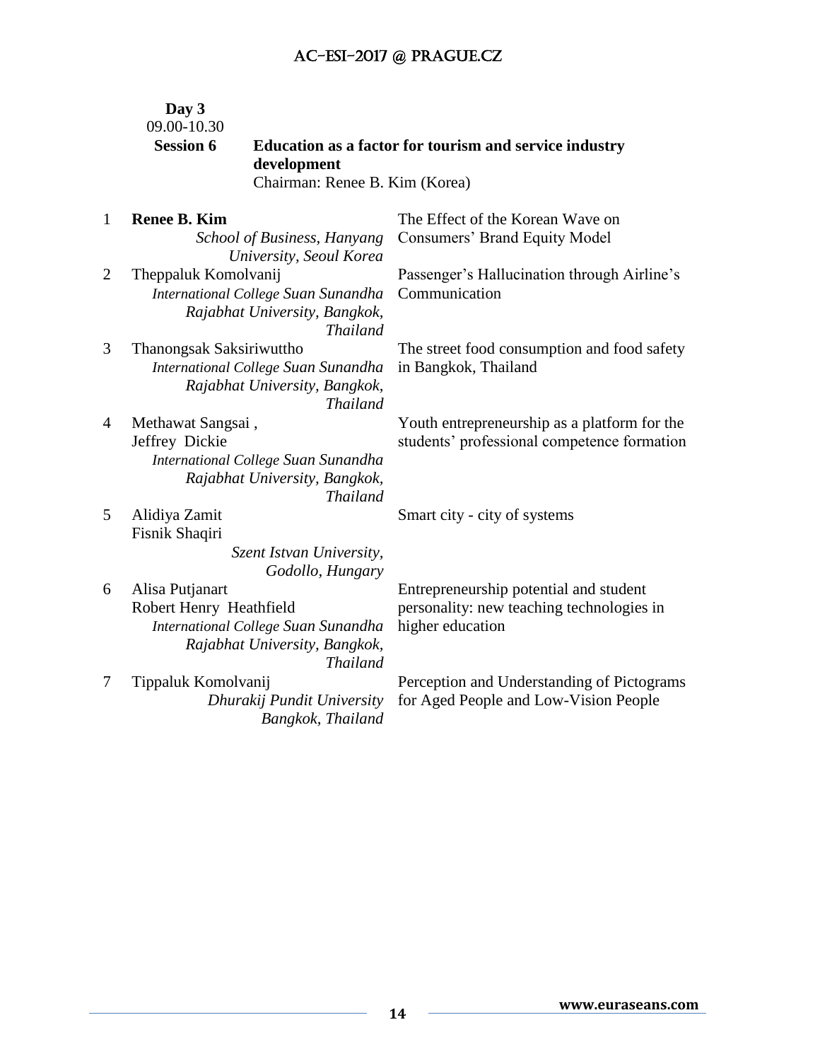**Day 3**

09.00-10.30

**Session 6** **Education as a factor for tourism and service industry development**

Chairman: Renee B. Kim (Korea)

| | | |
|---|---|---|
| 1 | **Renee B. Kim**<br>*School of Business, Hanyang University, Seoul Korea* | The Effect of the Korean Wave on Consumers' Brand Equity Model |
| 2 | Theppaluk Komolvanij<br>*International College Suan Sunandha Rajabhat University, Bangkok, Thailand* | Passenger's Hallucination through Airline's Communication |
| 3 | Thanongsak Saksiriwuttho<br>*International College Suan Sunandha Rajabhat University, Bangkok, Thailand* | The street food consumption and food safety in Bangkok, Thailand |
| 4 | Methawat Sangsai ,<br>Jeffrey Dickie<br>*International College Suan Sunandha Rajabhat University, Bangkok, Thailand* | Youth entrepreneurship as a platform for the students' professional competence formation |
| 5 | Alidiya Zamit<br>Fisnik Shaqiri<br>*Szent Istvan University, Godollo, Hungary* | Smart city - city of systems |
| 6 | Alisa Putjanart<br>Robert Henry Heathfield<br>*International College Suan Sunandha Rajabhat University, Bangkok, Thailand* | Entrepreneurship potential and student personality: new teaching technologies in higher education |
| 7 | Tippaluk Komolvanij<br>*Dhurakij Pundit University Bangkok, Thailand* | Perception and Understanding of Pictograms for Aged People and Low-Vision People |